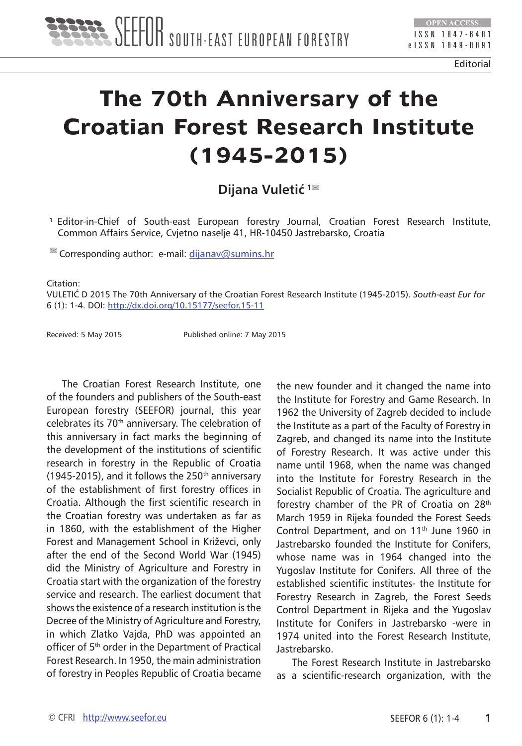Editorial

# The 70th Anniversary of the Croatian Forest Research Institute (1945-2015)

**Dijana Vuletić** [1]

[1] Editor-in-Chief of South-east European forestry Journal, Croatian Forest Research Institute, Common Affairs Service, Cvjetno naselje 41, HR-10450 Jastrebarsko, Croatia

Corresponding author: e-mail: dijanav@sumins.hr

Citation:
VULETIĆ D 2015 The 70th Anniversary of the Croatian Forest Research Institute (1945-2015). *South-east Eur for* 6 (1): 1-4. DOI: http://dx.doi.org/10.15177/seefor.15-11

Received: 5 May 2015 Published online: 7 May 2015

The Croatian Forest Research Institute, one of the founders and publishers of the South-east European forestry (SEEFOR) journal, this year celebrates its 70th anniversary. The celebration of this anniversary in fact marks the beginning of the development of the institutions of scientific research in forestry in the Republic of Croatia (1945-2015), and it follows the 250th anniversary of the establishment of first forestry offices in Croatia. Although the first scientific research in the Croatian forestry was undertaken as far as in 1860, with the establishment of the Higher Forest and Management School in Križevci, only after the end of the Second World War (1945) did the Ministry of Agriculture and Forestry in Croatia start with the organization of the forestry service and research. The earliest document that shows the existence of a research institution is the Decree of the Ministry of Agriculture and Forestry, in which Zlatko Vajda, PhD was appointed an officer of 5th order in the Department of Practical Forest Research. In 1950, the main administration of forestry in Peoples Republic of Croatia became the new founder and it changed the name into the Institute for Forestry and Game Research. In 1962 the University of Zagreb decided to include the Institute as a part of the Faculty of Forestry in Zagreb, and changed its name into the Institute of Forestry Research. It was active under this name until 1968, when the name was changed into the Institute for Forestry Research in the Socialist Republic of Croatia. The agriculture and forestry chamber of the PR of Croatia on 28th March 1959 in Rijeka founded the Forest Seeds Control Department, and on 11th June 1960 in Jastrebarsko founded the Institute for Conifers, whose name was in 1964 changed into the Yugoslav Institute for Conifers. All three of the established scientific institutes- the Institute for Forestry Research in Zagreb, the Forest Seeds Control Department in Rijeka and the Yugoslav Institute for Conifers in Jastrebarsko -were in 1974 united into the Forest Research Institute, Jastrebarsko.

The Forest Research Institute in Jastrebarsko as a scientific-research organization, with the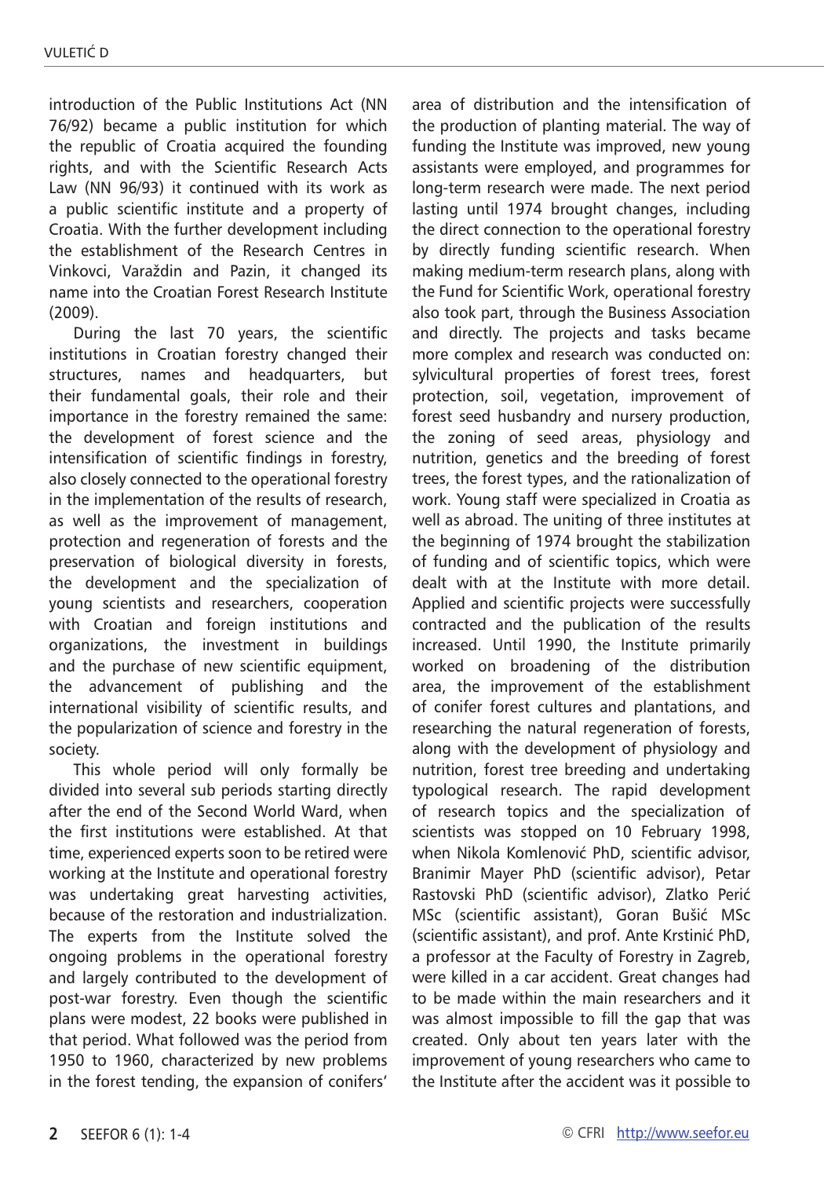introduction of the Public Institutions Act (NN 76/92) became a public institution for which the republic of Croatia acquired the founding rights, and with the Scientific Research Acts Law (NN 96/93) it continued with its work as a public scientific institute and a property of Croatia. With the further development including the establishment of the Research Centres in Vinkovci, Varaždin and Pazin, it changed its name into the Croatian Forest Research Institute (2009).

During the last 70 years, the scientific institutions in Croatian forestry changed their structures, names and headquarters, but their fundamental goals, their role and their importance in the forestry remained the same: the development of forest science and the intensification of scientific findings in forestry, also closely connected to the operational forestry in the implementation of the results of research, as well as the improvement of management, protection and regeneration of forests and the preservation of biological diversity in forests, the development and the specialization of young scientists and researchers, cooperation with Croatian and foreign institutions and organizations, the investment in buildings and the purchase of new scientific equipment, the advancement of publishing and the international visibility of scientific results, and the popularization of science and forestry in the society.

This whole period will only formally be divided into several sub periods starting directly after the end of the Second World Ward, when the first institutions were established. At that time, experienced experts soon to be retired were working at the Institute and operational forestry was undertaking great harvesting activities, because of the restoration and industrialization. The experts from the Institute solved the ongoing problems in the operational forestry and largely contributed to the development of post-war forestry. Even though the scientific plans were modest, 22 books were published in that period. What followed was the period from 1950 to 1960, characterized by new problems in the forest tending, the expansion of conifers' area of distribution and the intensification of the production of planting material. The way of funding the Institute was improved, new young assistants were employed, and programmes for long-term research were made. The next period lasting until 1974 brought changes, including the direct connection to the operational forestry by directly funding scientific research. When making medium-term research plans, along with the Fund for Scientific Work, operational forestry also took part, through the Business Association and directly. The projects and tasks became more complex and research was conducted on: sylvicultural properties of forest trees, forest protection, soil, vegetation, improvement of forest seed husbandry and nursery production, the zoning of seed areas, physiology and nutrition, genetics and the breeding of forest trees, the forest types, and the rationalization of work. Young staff were specialized in Croatia as well as abroad. The uniting of three institutes at the beginning of 1974 brought the stabilization of funding and of scientific topics, which were dealt with at the Institute with more detail. Applied and scientific projects were successfully contracted and the publication of the results increased. Until 1990, the Institute primarily worked on broadening of the distribution area, the improvement of the establishment of conifer forest cultures and plantations, and researching the natural regeneration of forests, along with the development of physiology and nutrition, forest tree breeding and undertaking typological research. The rapid development of research topics and the specialization of scientists was stopped on 10 February 1998, when Nikola Komlenović PhD, scientific advisor, Branimir Mayer PhD (scientific advisor), Petar Rastovski PhD (scientific advisor), Zlatko Perić MSc (scientific assistant), Goran Bušić MSc (scientific assistant), and prof. Ante Krstinić PhD, a professor at the Faculty of Forestry in Zagreb, were killed in a car accident. Great changes had to be made within the main researchers and it was almost impossible to fill the gap that was created. Only about ten years later with the improvement of young researchers who came to the Institute after the accident was it possible to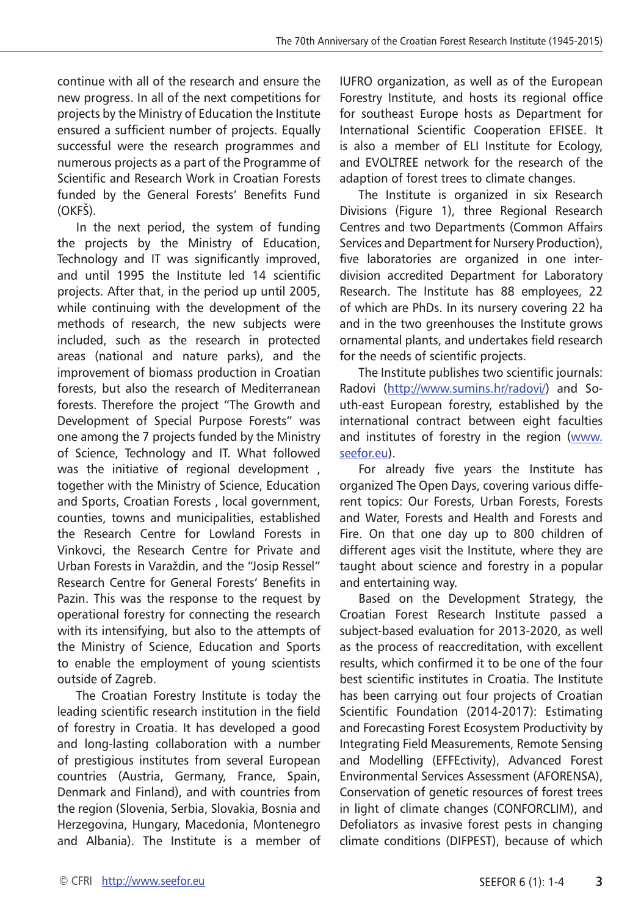continue with all of the research and ensure the new progress. In all of the next competitions for projects by the Ministry of Education the Institute ensured a sufficient number of projects. Equally successful were the research programmes and numerous projects as a part of the Programme of Scientific and Research Work in Croatian Forests funded by the General Forests' Benefits Fund (OKFŠ).

In the next period, the system of funding the projects by the Ministry of Education, Technology and IT was significantly improved, and until 1995 the Institute led 14 scientific projects. After that, in the period up until 2005, while continuing with the development of the methods of research, the new subjects were included, such as the research in protected areas (national and nature parks), and the improvement of biomass production in Croatian forests, but also the research of Mediterranean forests. Therefore the project "The Growth and Development of Special Purpose Forests" was one among the 7 projects funded by the Ministry of Science, Technology and IT. What followed was the initiative of regional development , together with the Ministry of Science, Education and Sports, Croatian Forests , local government, counties, towns and municipalities, established the Research Centre for Lowland Forests in Vinkovci, the Research Centre for Private and Urban Forests in Varaždin, and the "Josip Ressel" Research Centre for General Forests' Benefits in Pazin. This was the response to the request by operational forestry for connecting the research with its intensifying, but also to the attempts of the Ministry of Science, Education and Sports to enable the employment of young scientists outside of Zagreb.

The Croatian Forestry Institute is today the leading scientific research institution in the field of forestry in Croatia. It has developed a good and long-lasting collaboration with a number of prestigious institutes from several European countries (Austria, Germany, France, Spain, Denmark and Finland), and with countries from the region (Slovenia, Serbia, Slovakia, Bosnia and Herzegovina, Hungary, Macedonia, Montenegro and Albania). The Institute is a member of IUFRO organization, as well as of the European Forestry Institute, and hosts its regional office for southeast Europe hosts as Department for International Scientific Cooperation EFISEE. It is also a member of ELI Institute for Ecology, and EVOLTREE network for the research of the adaption of forest trees to climate changes.

The Institute is organized in six Research Divisions (Figure 1), three Regional Research Centres and two Departments (Common Affairs Services and Department for Nursery Production), five laboratories are organized in one inter-division accredited Department for Laboratory Research. The Institute has 88 employees, 22 of which are PhDs. In its nursery covering 22 ha and in the two greenhouses the Institute grows ornamental plants, and undertakes field research for the needs of scientific projects.

The Institute publishes two scientific journals: Radovi (http://www.sumins.hr/radovi/) and South-east European forestry, established by the international contract between eight faculties and institutes of forestry in the region (www.seefor.eu).

For already five years the Institute has organized The Open Days, covering various different topics: Our Forests, Urban Forests, Forests and Water, Forests and Health and Forests and Fire. On that one day up to 800 children of different ages visit the Institute, where they are taught about science and forestry in a popular and entertaining way.

Based on the Development Strategy, the Croatian Forest Research Institute passed a subject-based evaluation for 2013-2020, as well as the process of reaccreditation, with excellent results, which confirmed it to be one of the four best scientific institutes in Croatia. The Institute has been carrying out four projects of Croatian Scientific Foundation (2014-2017): Estimating and Forecasting Forest Ecosystem Productivity by Integrating Field Measurements, Remote Sensing and Modelling (EFFEctivity), Advanced Forest Environmental Services Assessment (AFORENSA), Conservation of genetic resources of forest trees in light of climate changes (CONFORCLIM), and Defoliators as invasive forest pests in changing climate conditions (DIFPEST), because of which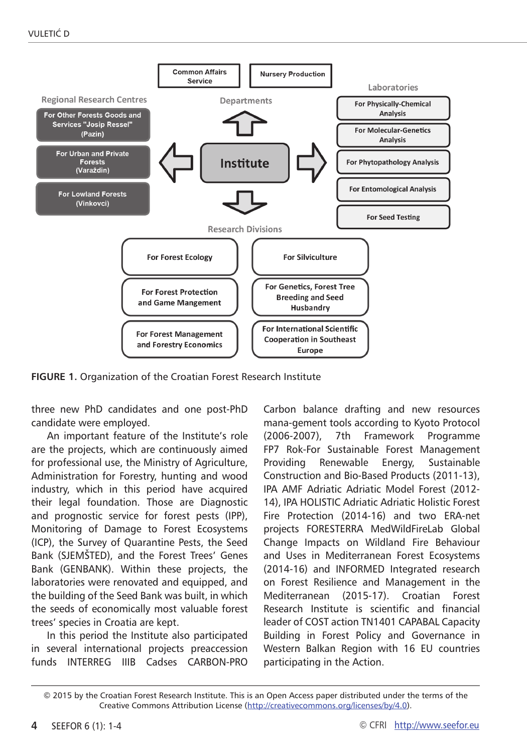Common Affairs Service

Nursery Production

Regional Research Centres

For Other Forests Goods and Services "Josip Ressel" (Pazin)

For Urban and Private Forests (Varaždin)

For Lowland Forests (Vinkovci)

Departments

Institute

Laboratories

For Physically-Chemical Analysis

For Molecular-Genetics Analysis

For Phytopathology Analysis

For Entomological Analysis

For Seed Testing

Research Divisions

For Forest Ecology

For Silviculture

For Forest Protection and Game Mangement

For Genetics, Forest Tree Breeding and Seed Husbandry

For Forest Management and Forestry Economics

For International Scientific Cooperation in Southeast Europe

**FIGURE 1.** Organization of the Croatian Forest Research Institute

three new PhD candidates and one post-PhD candidate were employed.

An important feature of the Institute's role are the projects, which are continuously aimed for professional use, the Ministry of Agriculture, Administration for Forestry, hunting and wood industry, which in this period have acquired their legal foundation. Those are Diagnostic and prognostic service for forest pests (IPP), Monitoring of Damage to Forest Ecosystems (ICP), the Survey of Quarantine Pests, the Seed Bank (SJEMŠTED), and the Forest Trees' Genes Bank (GENBANK). Within these projects, the laboratories were renovated and equipped, and the building of the Seed Bank was built, in which the seeds of economically most valuable forest trees' species in Croatia are kept.

In this period the Institute also participated in several international projects preaccession funds INTERREG IIIB Cadses CARBON-PRO Carbon balance drafting and new resources mana-gement tools according to Kyoto Protocol (2006-2007), 7th Framework Programme FP7 Rok-For Sustainable Forest Management Providing Renewable Energy, Sustainable Construction and Bio-Based Products (2011-13), IPA AMF Adriatic Adriatic Model Forest (2012-14), IPA HOLISTIC Adriatic Adriatic Holistic Forest Fire Protection (2014-16) and two ERA-net projects FORESTERRA MedWildFireLab Global Change Impacts on Wildland Fire Behaviour and Uses in Mediterranean Forest Ecosystems (2014-16) and INFORMED Integrated research on Forest Resilience and Management in the Mediterranean (2015-17). Croatian Forest Research Institute is scientific and financial leader of COST action TN1401 CAPABAL Capacity Building in Forest Policy and Governance in Western Balkan Region with 16 EU countries participating in the Action.

© 2015 by the Croatian Forest Research Institute. This is an Open Access paper distributed under the terms of the Creative Commons Attribution License (http://creativecommons.org/licenses/by/4.0).